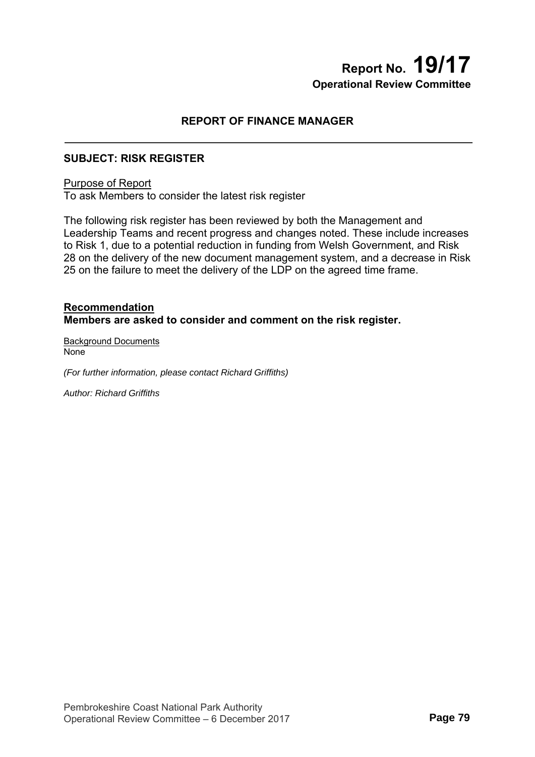# Report No. 19/17
**Operational Review Committee**

## REPORT OF FINANCE MANAGER

### SUBJECT: RISK REGISTER

Purpose of Report
To ask Members to consider the latest risk register

The following risk register has been reviewed by both the Management and Leadership Teams and recent progress and changes noted. These include increases to Risk 1, due to a potential reduction in funding from Welsh Government, and Risk 28 on the delivery of the new document management system, and a decrease in Risk 25 on the failure to meet the delivery of the LDP on the agreed time frame.

**Recommendation**
**Members are asked to consider and comment on the risk register.**

Background Documents
None

*(For further information, please contact Richard Griffiths)*

*Author: Richard Griffiths*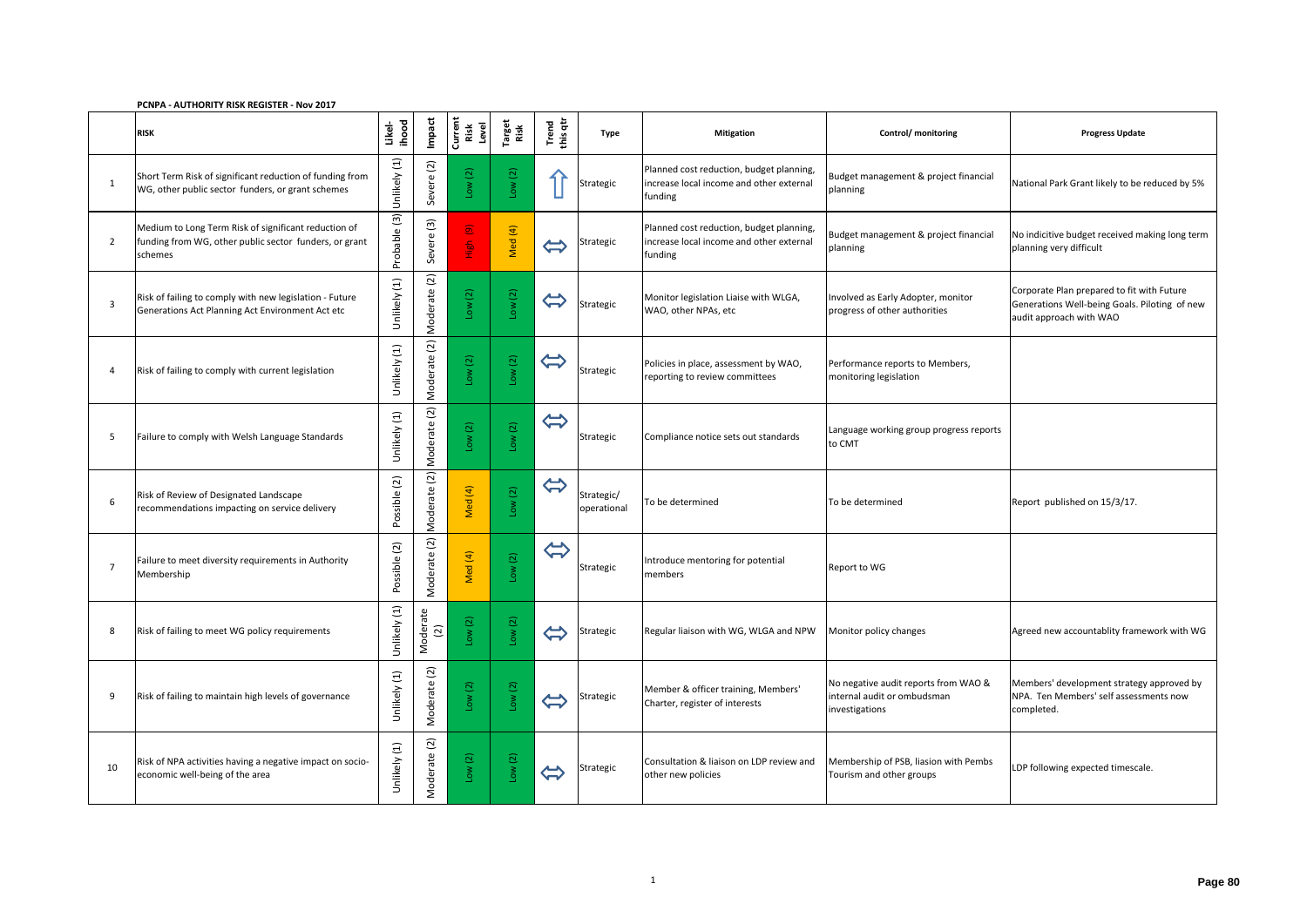**PCNPA - AUTHORITY RISK REGISTER - Nov 2017**

| | RISK | Likelihood | Impact | Current Risk Level | Target Risk | Trend this qtr | Type | Mitigation | Control/ monitoring | Progress Update |
|---|---|---|---|---|---|---|---|---|---|---|
| 1 | Short Term Risk of significant reduction of funding from WG, other public sector funders, or grant schemes | Unlikely (1) | Severe (2) | Low (2) | Low (2) | ⇧ | Strategic | Planned cost reduction, budget planning, increase local income and other external funding | Budget management & project financial planning | National Park Grant likely to be reduced by 5% |
| 2 | Medium to Long Term Risk of significant reduction of funding from WG, other public sector funders, or grant schemes | Probable (3) | Severe (3) | High (9) | Med (4) | ⇔ | Strategic | Planned cost reduction, budget planning, increase local income and other external funding | Budget management & project financial planning | No indicitive budget received making long term planning very difficult |
| 3 | Risk of failing to comply with new legislation - Future Generations Act Planning Act Environment Act etc | Unlikely (1) | Moderate (2) | Low (2) | Low (2) | ⇔ | Strategic | Monitor legislation Liaise with WLGA, WAO, other NPAs, etc | Involved as Early Adopter, monitor progress of other authorities | Corporate Plan prepared to fit with Future Generations Well-being Goals. Piloting of new audit approach with WAO |
| 4 | Risk of failing to comply with current legislation | Unlikely (1) | Moderate (2) | Low (2) | Low (2) | ⇔ | Strategic | Policies in place, assessment by WAO, reporting to review committees | Performance reports to Members, monitoring legislation | |
| 5 | Failure to comply with Welsh Language Standards | Unlikely (1) | Moderate (2) | Low (2) | Low (2) | ⇔ | Strategic | Compliance notice sets out standards | Language working group progress reports to CMT | |
| 6 | Risk of Review of Designated Landscape recommendations impacting on service delivery | Possible (2) | Moderate (2) | Med (4) | Low (2) | ⇔ | Strategic/ operational | To be determined | To be determined | Report published on 15/3/17. |
| 7 | Failure to meet diversity requirements in Authority Membership | Possible (2) | Moderate (2) | Med (4) | Low (2) | ⇔ | Strategic | Introduce mentoring for potential members | Report to WG | |
| 8 | Risk of failing to meet WG policy requirements | Unlikely (1) | Moderate (2) | Low (2) | Low (2) | ⇔ | Strategic | Regular liaison with WG, WLGA and NPW | Monitor policy changes | Agreed new accountablity framework with WG |
| 9 | Risk of failing to maintain high levels of governance | Unlikely (1) | Moderate (2) | Low (2) | Low (2) | ⇔ | Strategic | Member & officer training, Members' Charter, register of interests | No negative audit reports from WAO & internal audit or ombudsman investigations | Members' development strategy approved by NPA. Ten Members' self assessments now completed. |
| 10 | Risk of NPA activities having a negative impact on socio-economic well-being of the area | Unlikely (1) | Moderate (2) | Low (2) | Low (2) | ⇔ | Strategic | Consultation & liaison on LDP review and other new policies | Membership of PSB, liasion with Pembs Tourism and other groups | LDP following expected timescale. |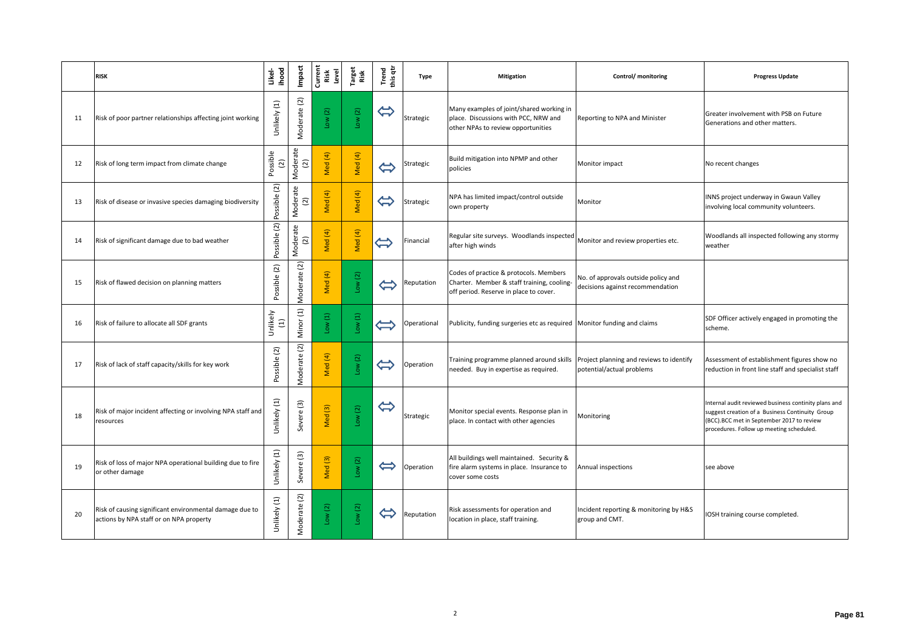| | RISK | Likel-ihood | Impact | Current Risk Level | Target Risk | Trend this qtr | Type | Mitigation | Control/ monitoring | Progress Update |
|---|---|---|---|---|---|---|---|---|---|---|
| 11 | Risk of poor partner relationships affecting joint working | Unlikely (1) | Moderate (2) | Low (2) | Low (2) | ⇔ | Strategic | Many examples of joint/shared working in place. Discussions with PCC, NRW and other NPAs to review opportunities | Reporting to NPA and Minister | Greater involvement with PSB on Future Generations and other matters. |
| 12 | Risk of long term impact from climate change | Possible (2) | Moderate (2) | Med (4) | Med (4) | ⇔ | Strategic | Build mitigation into NPMP and other policies | Monitor impact | No recent changes |
| 13 | Risk of disease or invasive species damaging biodiversity | Possible (2) | Moderate (2) | Med (4) | Med (4) | ⇔ | Strategic | NPA has limited impact/control outside own property | Monitor | INNS project underway in Gwaun Valley involving local community volunteers. |
| 14 | Risk of significant damage due to bad weather | Possible (2) | Moderate (2) | Med (4) | Med (4) | ⇔ | Financial | Regular site surveys. Woodlands inspected after high winds | Monitor and review properties etc. | Woodlands all inspected following any stormy weather |
| 15 | Risk of flawed decision on planning matters | Possible (2) | Moderate (2) | Med (4) | Low (2) | ⇔ | Reputation | Codes of practice & protocols. Members Charter. Member & staff training, cooling-off period. Reserve in place to cover. | No. of approvals outside policy and decisions against recommendation | |
| 16 | Risk of failure to allocate all SDF grants | Unlikely (1) | Minor (1) | Low (1) | Low (1) | ⇔ | Operational | Publicity, funding surgeries etc as required | Monitor funding and claims | SDF Officer actively engaged in promoting the scheme. |
| 17 | Risk of lack of staff capacity/skills for key work | Possible (2) | Moderate (2) | Med (4) | Low (2) | ⇔ | Operation | Training programme planned around skills needed. Buy in expertise as required. | Project planning and reviews to identify potential/actual problems | Assessment of establishment figures show no reduction in front line staff and specialist staff |
| 18 | Risk of major incident affecting or involving NPA staff and resources | Unlikely (1) | Severe (3) | Med (3) | Low (2) | ⇔ | Strategic | Monitor special events. Response plan in place. In contact with other agencies | Monitoring | Internal audit reviewed business continuity plans and suggest creation of a Business Continuity Group (BCC).BCC met in September 2017 to review procedures. Follow up meeting scheduled. |
| 19 | Risk of loss of major NPA operational building due to fire or other damage | Unlikely (1) | Severe (3) | Med (3) | Low (2) | ⇔ | Operation | All buildings well maintained. Security & fire alarm systems in place. Insurance to cover some costs | Annual inspections | see above |
| 20 | Risk of causing significant environmental damage due to actions by NPA staff or on NPA property | Unlikely (1) | Moderate (2) | Low (2) | Low (2) | ⇔ | Reputation | Risk assessments for operation and location in place, staff training. | Incident reporting & monitoring by H&S group and CMT. | IOSH training course completed. |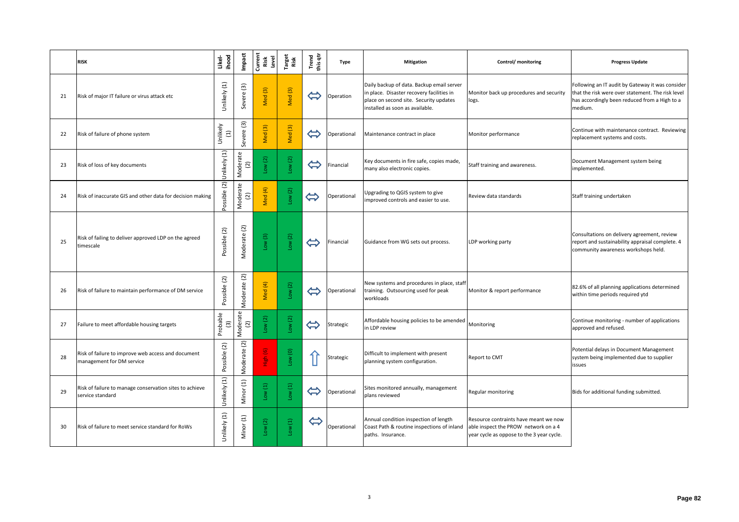| | RISK | Likel-ihood | Impact | Current Risk Level | Target Risk | Trend this qtr | Type | Mitigation | Control/ monitoring | Progress Update |
|---|---|---|---|---|---|---|---|---|---|---|
| 21 | Risk of major IT failure or virus attack etc | Unlikely (1) | Severe (3) | Med (3) | Med (3) | ⇔ | Operation | Daily backup of data. Backup email server in place. Disaster recovery facilities in place on second site. Security updates installed as soon as available. | Monitor back up procedures and security logs. | Following an IT audit by Gateway it was consider that the risk were over statement. The risk level has accordingly been reduced from a High to a medium. |
| 22 | Risk of failure of phone system | Unlikely (1) | Severe (3) | Med (3) | Med (3) | ⇔ | Operational | Maintenance contract in place | Monitor performance | Continue with maintenance contract. Reviewing replacement systems and costs. |
| 23 | Risk of loss of key documents | Unlikely (1) | Moderate (2) | Low (2) | Low (2) | ⇔ | Financial | Key documents in fire safe, copies made, many also electronic copies. | Staff training and awareness. | Document Management system being implemented. |
| 24 | Risk of inaccurate GIS and other data for decision making | Possible (2) | Moderate (2) | Med (4) | Low (2) | ⇔ | Operational | Upgrading to QGIS system to give improved controls and easier to use. | Review data standards | Staff training undertaken |
| 25 | Risk of failing to deliver approved LDP on the agreed timescale | Possible (2) | Moderate (2) | Low (3) | Low (2) | ⇔ | Financial | Guidance from WG sets out process. | LDP working party | Consultations on delivery agreement, review report and sustainability appraisal complete. 4 community awareness workshops held. |
| 26 | Risk of failure to maintain performance of DM service | Possible (2) | Moderate (2) | Med (4) | Low (2) | ⇔ | Operational | New systems and procedures in place, staff training. Outsourcing used for peak workloads | Monitor & report performance | 82.6% of all planning applications determined within time periods required ytd |
| 27 | Failure to meet affordable housing targets | Probable (3) | Moderate (2) | Low (2) | Low (2) | ⇔ | Strategic | Affordable housing policies to be amended in LDP review | Monitoring | Continue monitoring - number of applications approved and refused. |
| 28 | Risk of failure to improve web access and document management for DM service | Possible (2) | Moderate (2) | High (6) | Low (0) | ⇧ | Strategic | Difficult to implement with present planning system configuration. | Report to CMT | Potential delays in Document Management system being implemented due to supplier issues |
| 29 | Risk of failure to manage conservation sites to achieve service standard | Unlikely (1) | Minor (1) | Low (1) | Low (1) | ⇔ | Operational | Sites monitored annually, management plans reviewed | Regular monitoring | Bids for additional funding submitted. |
| 30 | Risk of failure to meet service standard for RoWs | Unlikely (1) | Minor (1) | Low(2) | Low(1) | ⇔ | Operational | Annual condition inspection of length Coast Path & routine inspections of inland paths. Insurance. | Resource contraints have meant we now able inspect the PROW network on a 4 year cycle as oppose to the 3 year cycle. | |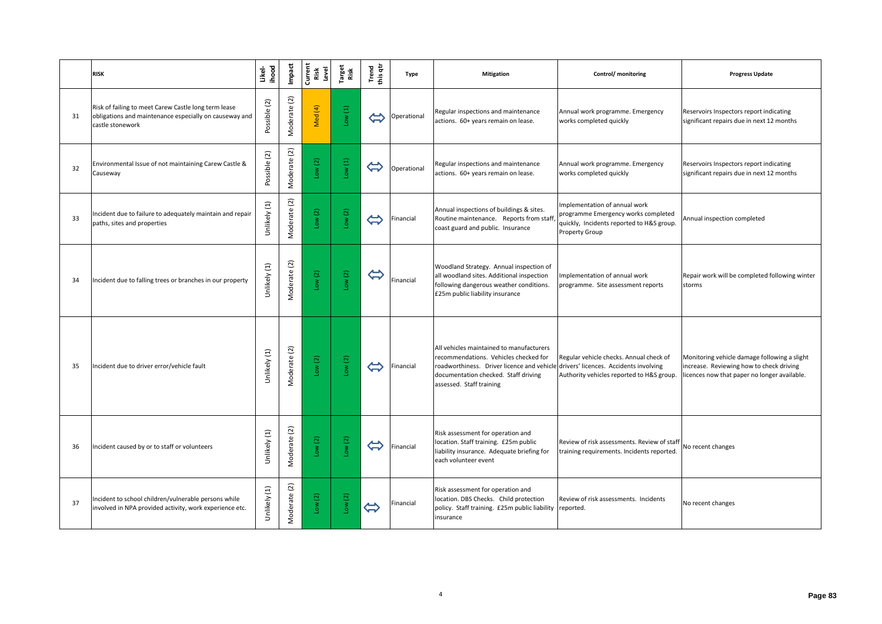| | RISK | Likelihood | Impact | Current Risk Level | Target Risk | Trend this qtr | Type | Mitigation | Control/ monitoring | Progress Update |
|---|---|---|---|---|---|---|---|---|---|---|
| 31 | Risk of failing to meet Carew Castle long term lease obligations and maintenance especially on causeway and castle stonework | Possible (2) | Moderate (2) | Med (4) | Low (1) | ⇔ | Operational | Regular inspections and maintenance actions. 60+ years remain on lease. | Annual work programme. Emergency works completed quickly | Reservoirs Inspectors report indicating significant repairs due in next 12 months |
| 32 | Environmental Issue of not maintaining Carew Castle & Causeway | Possible (2) | Moderate (2) | Low (2) | Low (1) | ⇔ | Operational | Regular inspections and maintenance actions. 60+ years remain on lease. | Annual work programme. Emergency works completed quickly | Reservoirs Inspectors report indicating significant repairs due in next 12 months |
| 33 | Incident due to failure to adequately maintain and repair paths, sites and properties | Unlikely (1) | Moderate (2) | Low (2) | Low (2) | ⇔ | Financial | Annual inspections of buildings & sites. Routine maintenance. Reports from staff, coast guard and public. Insurance | Implementation of annual work programme Emergency works completed quickly, Incidents reported to H&S group. Property Group | Annual inspection completed |
| 34 | Incident due to falling trees or branches in our property | Unlikely (1) | Moderate (2) | Low (2) | Low (2) | ⇔ | Financial | Woodland Strategy. Annual inspection of all woodland sites. Additional inspection following dangerous weather conditions. £25m public liability insurance | Implementation of annual work programme. Site assessment reports | Repair work will be completed following winter storms |
| 35 | Incident due to driver error/vehicle fault | Unlikely (1) | Moderate (2) | Low (2) | Low (2) | ⇔ | Financial | All vehicles maintained to manufacturers recommendations. Vehicles checked for roadworthiness. Driver licence and vehicle documentation checked. Staff driving assessed. Staff training | Regular vehicle checks. Annual check of drivers' licences. Accidents involving Authority vehicles reported to H&S group. | Monitoring vehicle damage following a slight increase. Reviewing how to check driving licences now that paper no longer available. |
| 36 | Incident caused by or to staff or volunteers | Unlikely (1) | Moderate (2) | Low (2) | Low (2) | ⇔ | Financial | Risk assessment for operation and location. Staff training. £25m public liability insurance. Adequate briefing for each volunteer event | Review of risk assessments. Review of staff training requirements. Incidents reported. | No recent changes |
| 37 | Incident to school children/vulnerable persons while involved in NPA provided activity, work experience etc. | Unlikely (1) | Moderate (2) | Low (2) | Low (2) | ⇔ | Financial | Risk assessment for operation and location. DBS Checks. Child protection policy. Staff training. £25m public liability insurance | Review of risk assessments. Incidents reported. | No recent changes |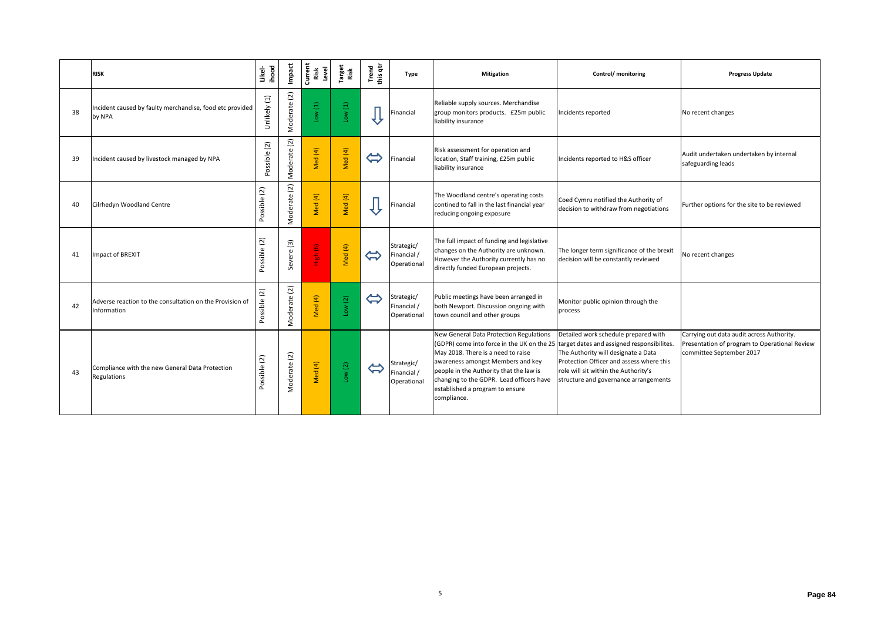| | RISK | Likelihood | Impact | Current Risk Level | Target Risk | Trend this qtr | Type | Mitigation | Control/ monitoring | Progress Update |
|---|---|---|---|---|---|---|---|---|---|---|
| 38 | Incident caused by faulty merchandise, food etc provided by NPA | Unlikely (1) | Moderate (2) | Low (1) | Low (1) | ⇩ | Financial | Reliable supply sources. Merchandise group monitors products. £25m public liability insurance | Incidents reported | No recent changes |
| 39 | Incident caused by livestock managed by NPA | Possible (2) | Moderate (2) | Med (4) | Med (4) | ⇔ | Financial | Risk assessment for operation and location, Staff training, £25m public liability insurance | Incidents reported to H&S officer | Audit undertaken undertaken by internal safeguarding leads |
| 40 | Cilrhedyn Woodland Centre | Possible (2) | Moderate (2) | Med (4) | Med (4) | ⇩ | Financial | The Woodland centre's operating costs contined to fall in the last financial year reducing ongoing exposure | Coed Cymru notified the Authority of decision to withdraw from negotiations | Further options for the site to be reviewed |
| 41 | Impact of BREXIT | Possible (2) | Severe (3) | High (6) | Med (4) | ⇔ | Strategic/ Financial / Operational | The full impact of funding and legislative changes on the Authority are unknown. However the Authority currently has no directly funded European projects. | The longer term significance of the brexit decision will be constantly reviewed | No recent changes |
| 42 | Adverse reaction to the consultation on the Provision of Information | Possible (2) | Moderate (2) | Med (4) | Low (2) | ⇔ | Strategic/ Financial / Operational | Public meetings have been arranged in both Newport. Discussion ongoing with town council and other groups | Monitor public opinion through the process | |
| 43 | Compliance with the new General Data Protection Regulations | Possible (2) | Moderate (2) | Med (4) | Low (2) | ⇔ | Strategic/ Financial / Operational | New General Data Protection Regulations (GDPR) come into force in the UK on the 25 May 2018. There is a need to raise awareness amongst Members and key people in the Authority that the law is changing to the GDPR. Lead officers have established a program to ensure compliance. | Detailed work schedule prepared with target dates and assigned responsibilites. The Authority will designate a Data Protection Officer and assess where this role will sit within the Authority's structure and governance arrangements | Carrying out data audit across Authority. Presentation of program to Operational Review committee September 2017 |